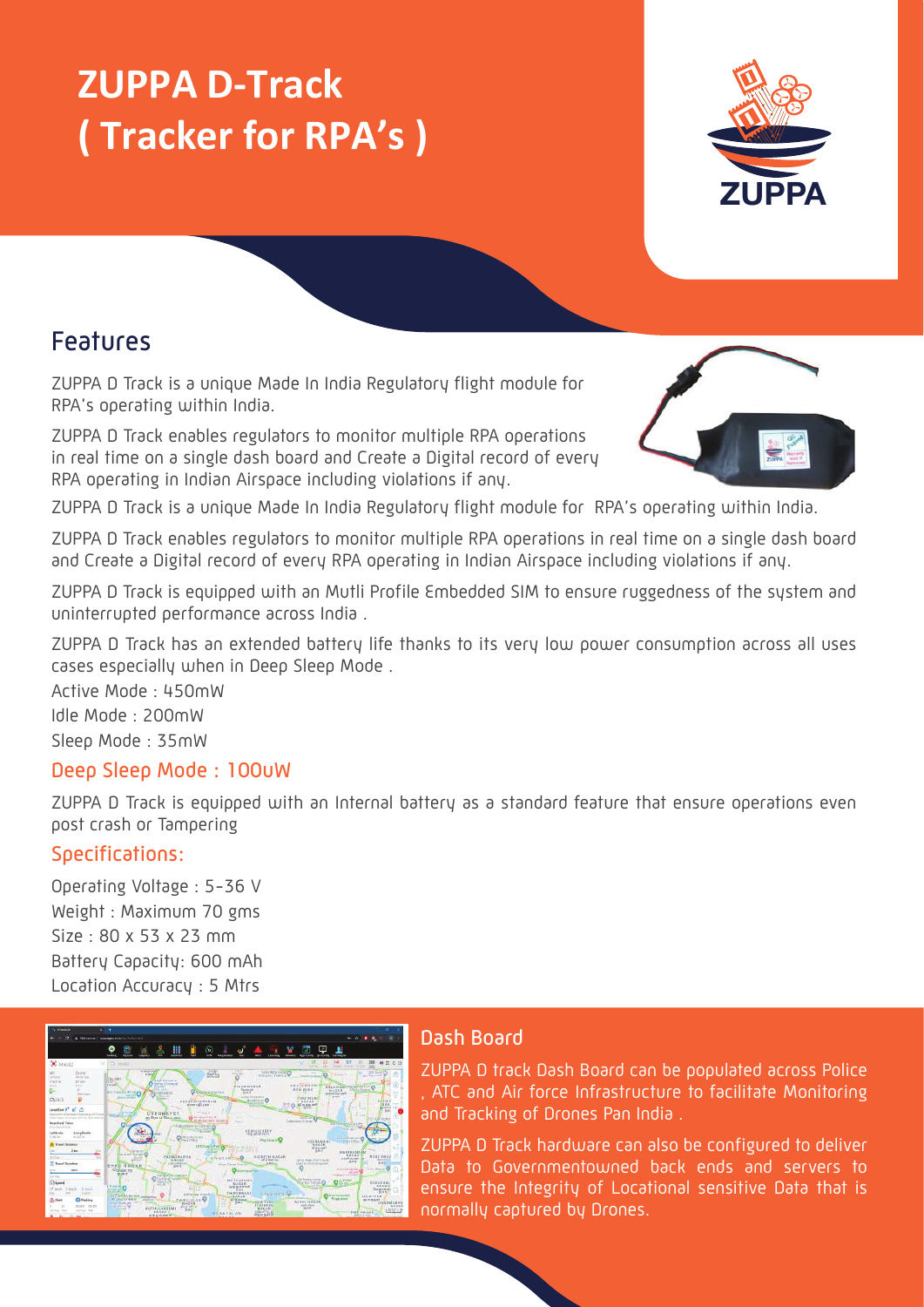# ZUPPA D-Track
# ( Tracker for RPA's )

ZUPPA

## Features

ZUPPA D Track is a unique Made In India Regulatory flight module for RPA's operating within India.

ZUPPA D Track enables regulators to monitor multiple RPA operations in real time on a single dash board and Create a Digital record of every RPA operating in Indian Airspace including violations if any.

ZUPPA D Track is a unique Made In India Regulatory flight module for RPA's operating within India.

ZUPPA D Track enables regulators to monitor multiple RPA operations in real time on a single dash board and Create a Digital record of every RPA operating in Indian Airspace including violations if any.

ZUPPA D Track is equipped with an Mutli Profile Embedded SIM to ensure ruggedness of the system and uninterrupted performance across India .

ZUPPA D Track has an extended battery life thanks to its very low power consumption across all uses cases especially when in Deep Sleep Mode .

Active Mode : 450mW

Idle Mode : 200mW

Sleep Mode : 35mW

### Deep Sleep Mode : 100uW

ZUPPA D Track is equipped with an Internal battery as a standard feature that ensure operations even post crash or Tampering

### Specifications:

Operating Voltage : 5-36 V

Weight : Maximum 70 gms

Size : 80 x 53 x 23 mm

Battery Capacity: 600 mAh

Location Accuracy : 5 Mtrs

### Dash Board

ZUPPA D track Dash Board can be populated across Police , ATC and Air force Infrastructure to facilitate Monitoring and Tracking of Drones Pan India .

ZUPPA D Track hardware can also be configured to deliver Data to Governmentowned back ends and servers to ensure the Integrity of Locational sensitive Data that is normally captured by Drones.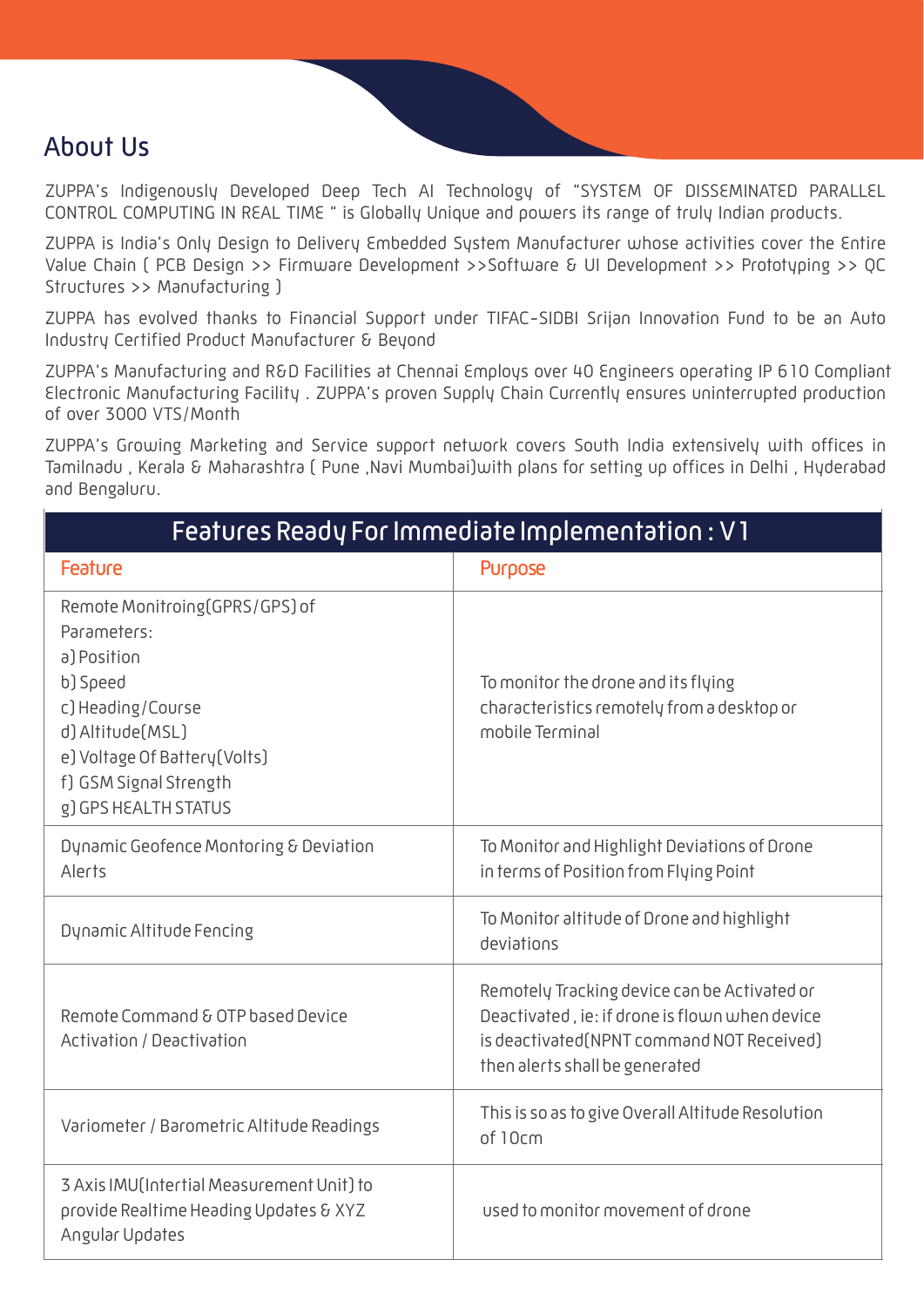## About Us

ZUPPA's Indigenously Developed Deep Tech AI Technology of "SYSTEM OF DISSEMINATED PARALLEL CONTROL COMPUTING IN REAL TIME " is Globally Unique and powers its range of truly Indian products.

ZUPPA is India's Only Design to Delivery Embedded System Manufacturer whose activities cover the Entire Value Chain ( PCB Design >> Firmware Development >>Software & UI Development >> Prototyping >> QC Structures >> Manufacturing )

ZUPPA has evolved thanks to Financial Support under TIFAC-SIDBI Srijan Innovation Fund to be an Auto Industry Certified Product Manufacturer & Beyond

ZUPPA's Manufacturing and R&D Facilities at Chennai Employs over 40 Engineers operating IP 610 Compliant Electronic Manufacturing Facility . ZUPPA's proven Supply Chain Currently ensures uninterrupted production of over 3000 VTS/Month

ZUPPA's Growing Marketing and Service support network covers South India extensively with offices in Tamilnadu , Kerala & Maharashtra ( Pune ,Navi Mumbai)with plans for setting up offices in Delhi , Hyderabad and Bengaluru.

## Features Ready For Immediate Implementation : V1

| Feature | Purpose |
|---|---|
| Remote Monitroing(GPRS/GPS) of Parameters:<br>a) Position<br>b) Speed<br>c) Heading/Course<br>d) Altitude(MSL)<br>e) Voltage Of Battery(Volts)<br>f) GSM Signal Strength<br>g) GPS HEALTH STATUS | To monitor the drone and its flying characteristics remotely from a desktop or mobile Terminal |
| Dynamic Geofence Montoring & Deviation Alerts | To Monitor and Highlight Deviations of Drone in terms of Position from Flying Point |
| Dynamic Altitude Fencing | To Monitor altitude of Drone and highlight deviations |
| Remote Command & OTP based Device Activation / Deactivation | Remotely Tracking device can be Activated or Deactivated , ie: if drone is flown when device is deactivated(NPNT command NOT Received) then alerts shall be generated |
| Variometer / Barometric Altitude Readings | This is so as to give Overall Altitude Resolution of 10cm |
| 3 Axis IMU(Intertial Measurement Unit) to provide Realtime Heading Updates & XYZ Angular Updates | used to monitor movement of drone |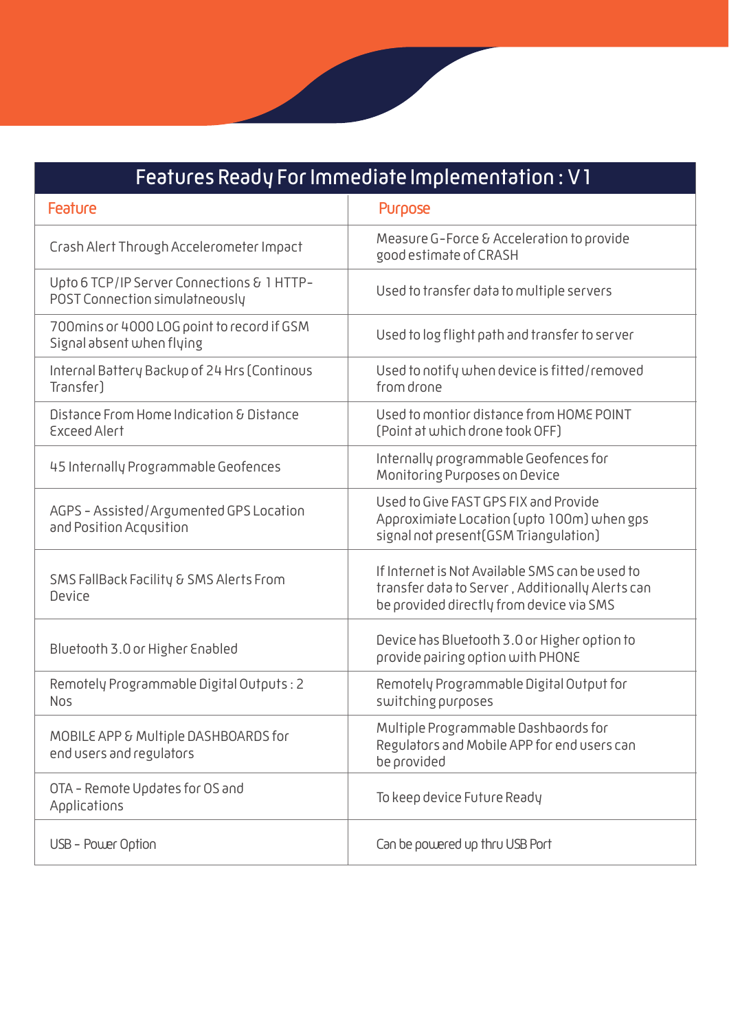## Features Ready For Immediate Implementation : V1

| Feature | Purpose |
|---|---|
| Crash Alert Through Accelerometer Impact | Measure G-Force & Acceleration to provide good estimate of CRASH |
| Upto 6 TCP/IP Server Connections & 1 HTTP-POST Connection simulatneously | Used to transfer data to multiple servers |
| 700mins or 4000 LOG point to record if GSM Signal absent when flying | Used to log flight path and transfer to server |
| Internal Battery Backup of 24 Hrs (Continous Transfer) | Used to notify when device is fitted/removed from drone |
| Distance From Home Indication & Distance Exceed Alert | Used to montior distance from HOME POINT (Point at which drone took OFF) |
| 45 Internally Programmable Geofences | Internally programmable Geofences for Monitoring Purposes on Device |
| AGPS - Assisted/Argumented GPS Location and Position Acqusition | Used to Give FAST GPS FIX and Provide Approximiate Location (upto 100m) when gps signal not present(GSM Triangulation) |
| SMS FallBack Facility & SMS Alerts From Device | If Internet is Not Available SMS can be used to transfer data to Server , Additionally Alerts can be provided directly from device via SMS |
| Bluetooth 3.0 or Higher Enabled | Device has Bluetooth 3.0 or Higher option to provide pairing option with PHONE |
| Remotely Programmable Digital Outputs : 2 Nos | Remotely Programmable Digital Output for switching purposes |
| MOBILE APP & Multiple DASHBOARDS for end users and regulators | Multiple Programmable Dashbaords for Regulators and Mobile APP for end users can be provided |
| OTA - Remote Updates for OS and Applications | To keep device Future Ready |
| USB - Power Option | Can be powered up thru USB Port |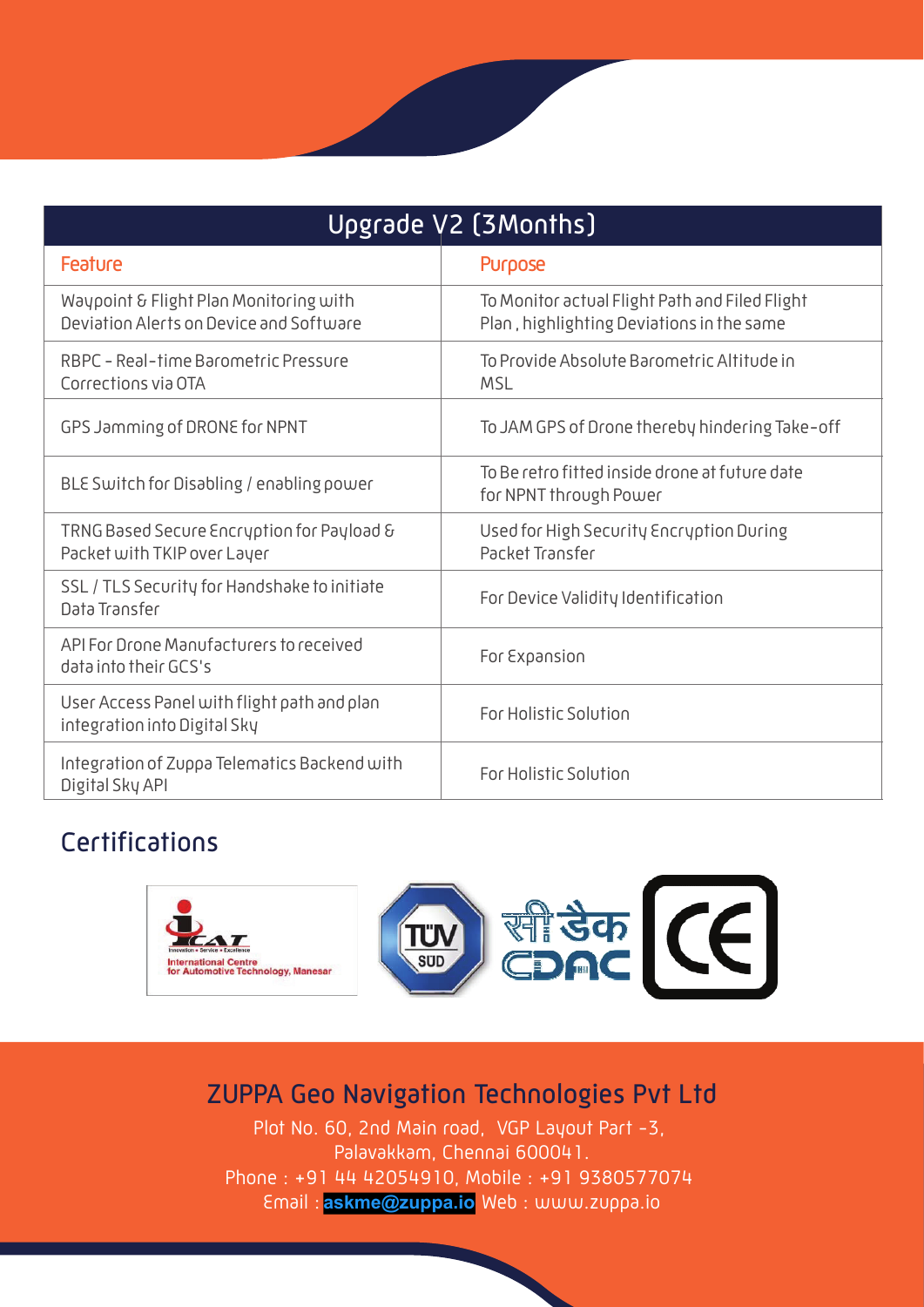| Upgrade V2 (3Months) | |
|---|---|
| **Feature** | **Purpose** |
| Waypoint & Flight Plan Monitoring with Deviation Alerts on Device and Software | To Monitor actual Flight Path and Filed Flight Plan , highlighting Deviations in the same |
| RBPC - Real-time Barometric Pressure Corrections via OTA | To Provide Absolute Barometric Altitude in MSL |
| GPS Jamming of DRONE for NPNT | To JAM GPS of Drone thereby hindering Take-off |
| BLE Switch for Disabling / enabling power | To Be retro fitted inside drone at future date for NPNT through Power |
| TRNG Based Secure Encryption for Payload & Packet with TKIP over Layer | Used for High Security Encryption During Packet Transfer |
| SSL / TLS Security for Handshake to initiate Data Transfer | For Device Validity Identification |
| API For Drone Manufacturers to received data into their GCS's | For Expansion |
| User Access Panel with flight path and plan integration into Digital Sky | For Holistic Solution |
| Integration of Zuppa Telematics Backend with Digital Sky API | For Holistic Solution |

## Certifications

ICAT International Centre for Automotive Technology, Manesar

TÜV SÜD

सी डैक CDAC

CE

## ZUPPA Geo Navigation Technologies Pvt Ltd

Plot No. 60, 2nd Main road, VGP Layout Part -3,
Palavakkam, Chennai 600041.
Phone : +91 44 42054910, Mobile : +91 9380577074
Email : askme@zuppa.io Web : www.zuppa.io